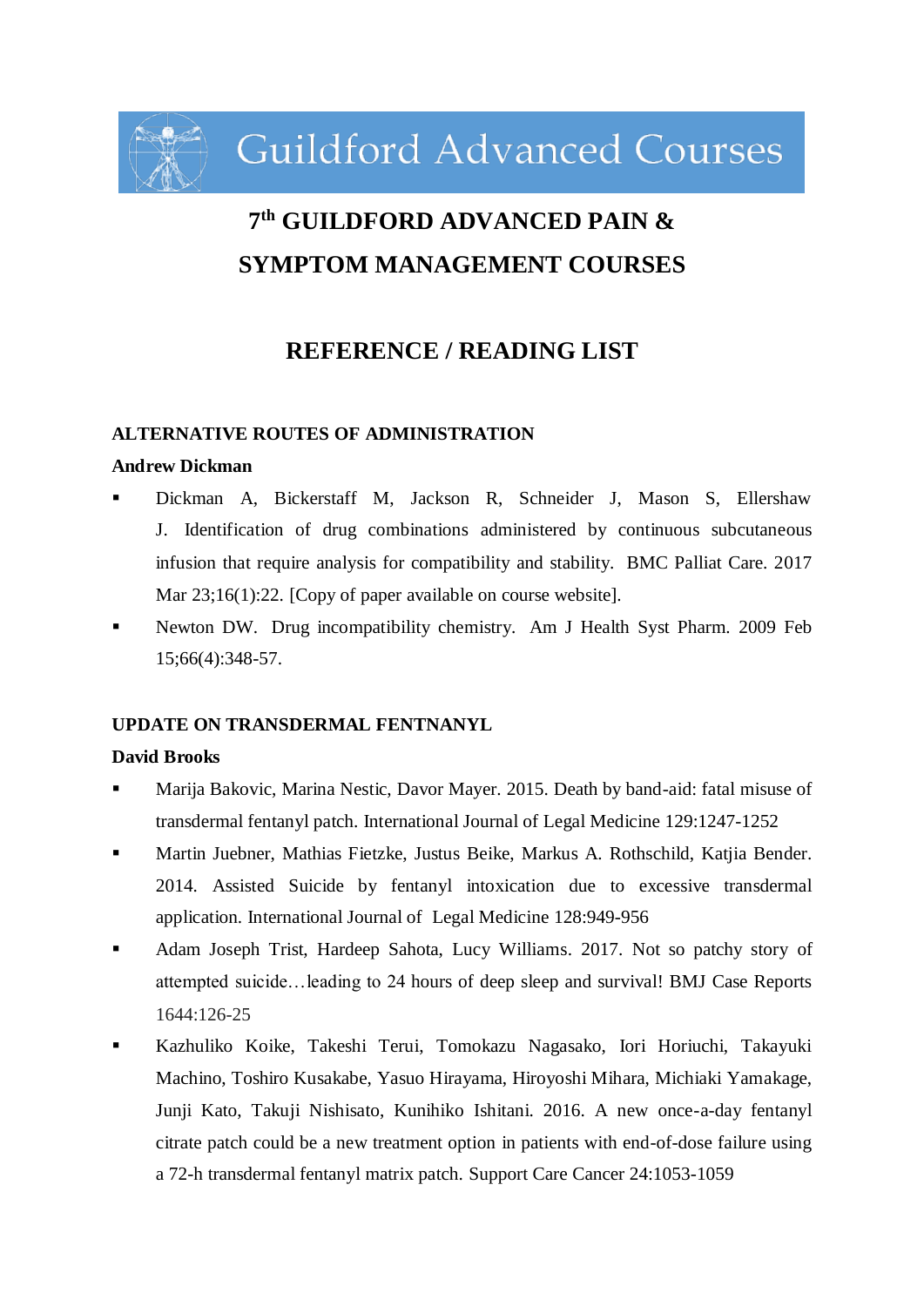Guildford Advanced Courses

# 7th GUILDFORD ADVANCED PAIN & SYMPTOM MANAGEMENT COURSES

## REFERENCE / READING LIST

### ALTERNATIVE ROUTES OF ADMINISTRATION

**Andrew Dickman**

- Dickman A, Bickerstaff M, Jackson R, Schneider J, Mason S, Ellershaw J. Identification of drug combinations administered by continuous subcutaneous infusion that require analysis for compatibility and stability. BMC Palliat Care. 2017 Mar 23;16(1):22. [Copy of paper available on course website].
- Newton DW. Drug incompatibility chemistry. Am J Health Syst Pharm. 2009 Feb 15;66(4):348-57.

### UPDATE ON TRANSDERMAL FENTNANYL

**David Brooks**

- Marija Bakovic, Marina Nestic, Davor Mayer. 2015. Death by band-aid: fatal misuse of transdermal fentanyl patch. International Journal of Legal Medicine 129:1247-1252
- Martin Juebner, Mathias Fietzke, Justus Beike, Markus A. Rothschild, Katjia Bender. 2014. Assisted Suicide by fentanyl intoxication due to excessive transdermal application. International Journal of Legal Medicine 128:949-956
- Adam Joseph Trist, Hardeep Sahota, Lucy Williams. 2017. Not so patchy story of attempted suicide…leading to 24 hours of deep sleep and survival! BMJ Case Reports 1644:126-25
- Kazhuliko Koike, Takeshi Terui, Tomokazu Nagasako, Iori Horiuchi, Takayuki Machino, Toshiro Kusakabe, Yasuo Hirayama, Hiroyoshi Mihara, Michiaki Yamakage, Junji Kato, Takuji Nishisato, Kunihiko Ishitani. 2016. A new once-a-day fentanyl citrate patch could be a new treatment option in patients with end-of-dose failure using a 72-h transdermal fentanyl matrix patch. Support Care Cancer 24:1053-1059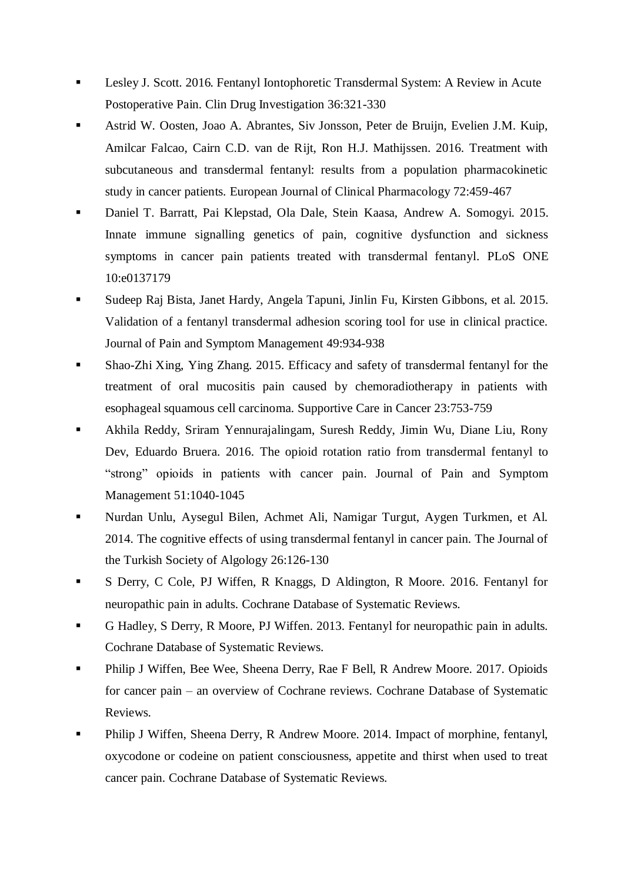- Lesley J. Scott. 2016. Fentanyl Iontophoretic Transdermal System: A Review in Acute Postoperative Pain. Clin Drug Investigation 36:321-330
- Astrid W. Oosten, Joao A. Abrantes, Siv Jonsson, Peter de Bruijn, Evelien J.M. Kuip, Amilcar Falcao, Cairn C.D. van de Rijt, Ron H.J. Mathijssen. 2016. Treatment with subcutaneous and transdermal fentanyl: results from a population pharmacokinetic study in cancer patients. European Journal of Clinical Pharmacology 72:459-467
- Daniel T. Barratt, Pai Klepstad, Ola Dale, Stein Kaasa, Andrew A. Somogyi. 2015. Innate immune signalling genetics of pain, cognitive dysfunction and sickness symptoms in cancer pain patients treated with transdermal fentanyl. PLoS ONE 10:e0137179
- Sudeep Raj Bista, Janet Hardy, Angela Tapuni, Jinlin Fu, Kirsten Gibbons, et al. 2015. Validation of a fentanyl transdermal adhesion scoring tool for use in clinical practice. Journal of Pain and Symptom Management 49:934-938
- Shao-Zhi Xing, Ying Zhang. 2015. Efficacy and safety of transdermal fentanyl for the treatment of oral mucositis pain caused by chemoradiotherapy in patients with esophageal squamous cell carcinoma. Supportive Care in Cancer 23:753-759
- Akhila Reddy, Sriram Yennurajalingam, Suresh Reddy, Jimin Wu, Diane Liu, Rony Dev, Eduardo Bruera. 2016. The opioid rotation ratio from transdermal fentanyl to "strong" opioids in patients with cancer pain. Journal of Pain and Symptom Management 51:1040-1045
- Nurdan Unlu, Aysegul Bilen, Achmet Ali, Namigar Turgut, Aygen Turkmen, et Al. 2014. The cognitive effects of using transdermal fentanyl in cancer pain. The Journal of the Turkish Society of Algology 26:126-130
- S Derry, C Cole, PJ Wiffen, R Knaggs, D Aldington, R Moore. 2016. Fentanyl for neuropathic pain in adults. Cochrane Database of Systematic Reviews.
- G Hadley, S Derry, R Moore, PJ Wiffen. 2013. Fentanyl for neuropathic pain in adults. Cochrane Database of Systematic Reviews.
- Philip J Wiffen, Bee Wee, Sheena Derry, Rae F Bell, R Andrew Moore. 2017. Opioids for cancer pain – an overview of Cochrane reviews. Cochrane Database of Systematic Reviews.
- Philip J Wiffen, Sheena Derry, R Andrew Moore. 2014. Impact of morphine, fentanyl, oxycodone or codeine on patient consciousness, appetite and thirst when used to treat cancer pain. Cochrane Database of Systematic Reviews.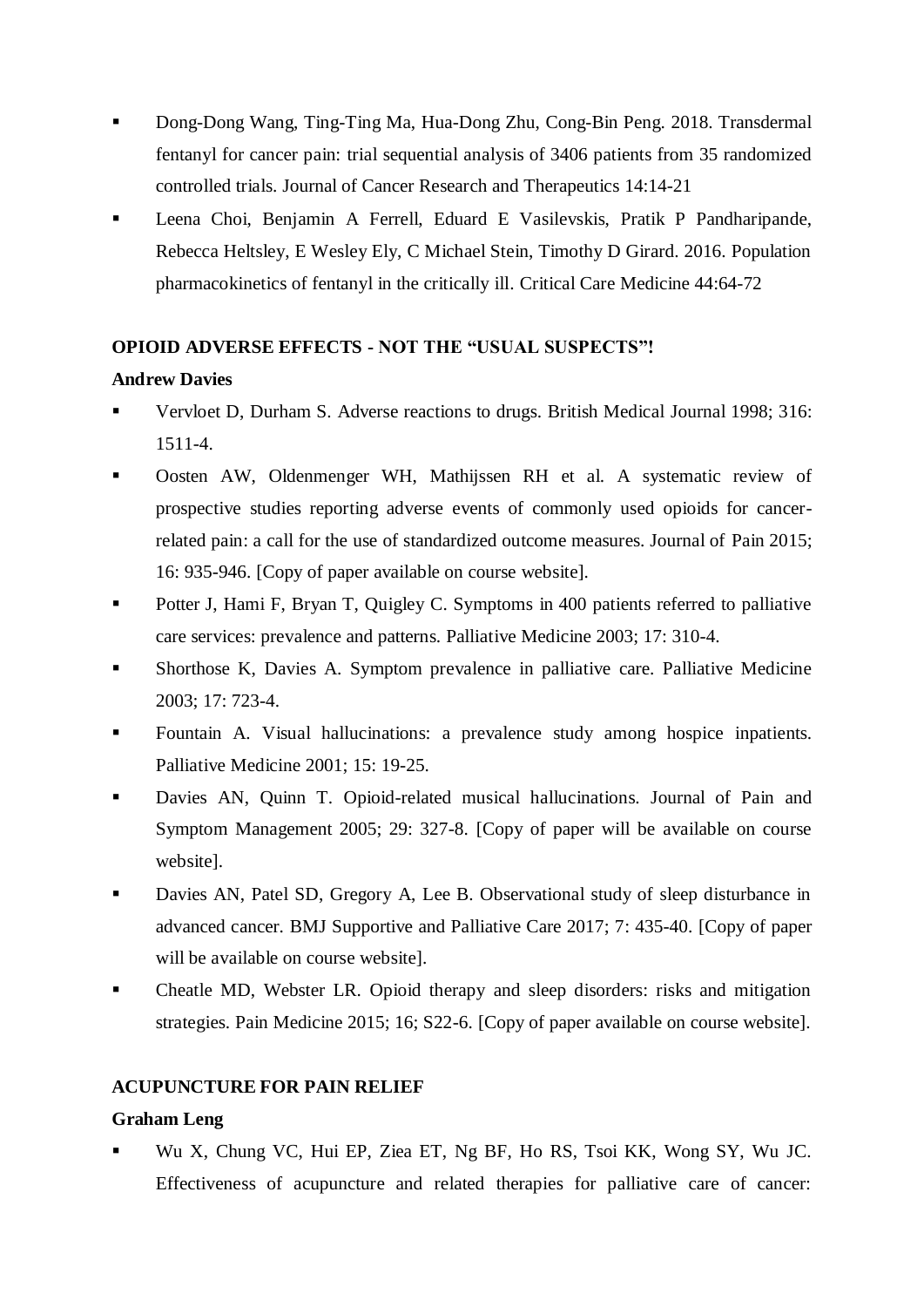- Dong-Dong Wang, Ting-Ting Ma, Hua-Dong Zhu, Cong-Bin Peng. 2018. Transdermal fentanyl for cancer pain: trial sequential analysis of 3406 patients from 35 randomized controlled trials. Journal of Cancer Research and Therapeutics 14:14-21
- Leena Choi, Benjamin A Ferrell, Eduard E Vasilevskis, Pratik P Pandharipande, Rebecca Heltsley, E Wesley Ely, C Michael Stein, Timothy D Girard. 2016. Population pharmacokinetics of fentanyl in the critically ill. Critical Care Medicine 44:64-72

**OPIOID ADVERSE EFFECTS - NOT THE "USUAL SUSPECTS"!**

**Andrew Davies**

- Vervloet D, Durham S. Adverse reactions to drugs. British Medical Journal 1998; 316: 1511-4.
- Oosten AW, Oldenmenger WH, Mathijssen RH et al. A systematic review of prospective studies reporting adverse events of commonly used opioids for cancer-related pain: a call for the use of standardized outcome measures. Journal of Pain 2015; 16: 935-946. [Copy of paper available on course website].
- Potter J, Hami F, Bryan T, Quigley C. Symptoms in 400 patients referred to palliative care services: prevalence and patterns. Palliative Medicine 2003; 17: 310-4.
- Shorthose K, Davies A. Symptom prevalence in palliative care. Palliative Medicine 2003; 17: 723-4.
- Fountain A. Visual hallucinations: a prevalence study among hospice inpatients. Palliative Medicine 2001; 15: 19-25.
- Davies AN, Quinn T. Opioid-related musical hallucinations. Journal of Pain and Symptom Management 2005; 29: 327-8. [Copy of paper will be available on course website].
- Davies AN, Patel SD, Gregory A, Lee B. Observational study of sleep disturbance in advanced cancer. BMJ Supportive and Palliative Care 2017; 7: 435-40. [Copy of paper will be available on course website].
- Cheatle MD, Webster LR. Opioid therapy and sleep disorders: risks and mitigation strategies. Pain Medicine 2015; 16; S22-6. [Copy of paper available on course website].

**ACUPUNCTURE FOR PAIN RELIEF**

**Graham Leng**

- Wu X, Chung VC, Hui EP, Ziea ET, Ng BF, Ho RS, Tsoi KK, Wong SY, Wu JC. Effectiveness of acupuncture and related therapies for palliative care of cancer: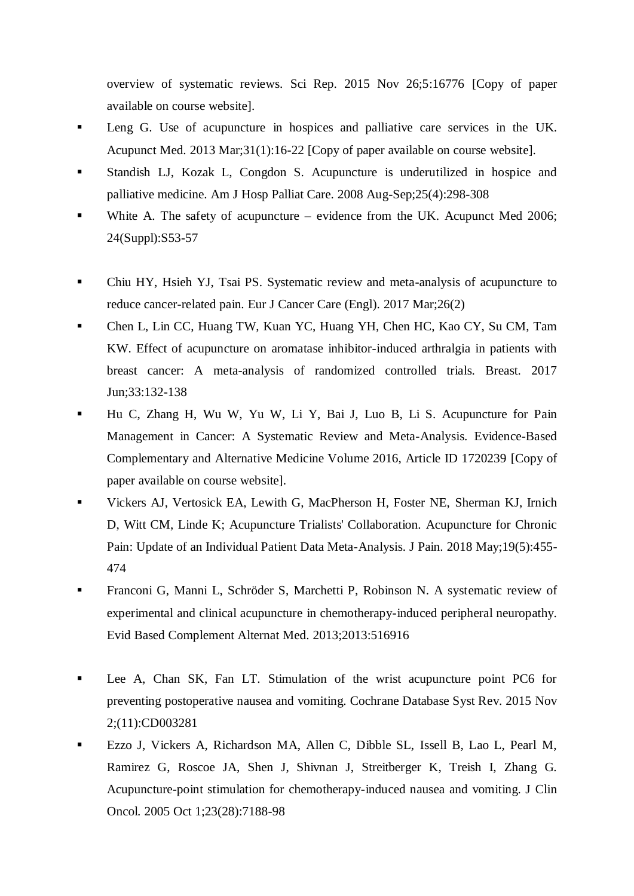overview of systematic reviews. Sci Rep. 2015 Nov 26;5:16776 [Copy of paper available on course website].

- Leng G. Use of acupuncture in hospices and palliative care services in the UK. Acupunct Med. 2013 Mar;31(1):16-22 [Copy of paper available on course website].
- Standish LJ, Kozak L, Congdon S. Acupuncture is underutilized in hospice and palliative medicine. Am J Hosp Palliat Care. 2008 Aug-Sep;25(4):298-308
- White A. The safety of acupuncture – evidence from the UK. Acupunct Med 2006; 24(Suppl):S53-57

- Chiu HY, Hsieh YJ, Tsai PS. Systematic review and meta-analysis of acupuncture to reduce cancer-related pain. Eur J Cancer Care (Engl). 2017 Mar;26(2)
- Chen L, Lin CC, Huang TW, Kuan YC, Huang YH, Chen HC, Kao CY, Su CM, Tam KW. Effect of acupuncture on aromatase inhibitor-induced arthralgia in patients with breast cancer: A meta-analysis of randomized controlled trials. Breast. 2017 Jun;33:132-138
- Hu C, Zhang H, Wu W, Yu W, Li Y, Bai J, Luo B, Li S. Acupuncture for Pain Management in Cancer: A Systematic Review and Meta-Analysis. Evidence-Based Complementary and Alternative Medicine Volume 2016, Article ID 1720239 [Copy of paper available on course website].
- Vickers AJ, Vertosick EA, Lewith G, MacPherson H, Foster NE, Sherman KJ, Irnich D, Witt CM, Linde K; Acupuncture Trialists' Collaboration. Acupuncture for Chronic Pain: Update of an Individual Patient Data Meta-Analysis. J Pain. 2018 May;19(5):455-474
- Franconi G, Manni L, Schröder S, Marchetti P, Robinson N. A systematic review of experimental and clinical acupuncture in chemotherapy-induced peripheral neuropathy. Evid Based Complement Alternat Med. 2013;2013:516916

- Lee A, Chan SK, Fan LT. Stimulation of the wrist acupuncture point PC6 for preventing postoperative nausea and vomiting. Cochrane Database Syst Rev. 2015 Nov 2;(11):CD003281
- Ezzo J, Vickers A, Richardson MA, Allen C, Dibble SL, Issell B, Lao L, Pearl M, Ramirez G, Roscoe JA, Shen J, Shivnan J, Streitberger K, Treish I, Zhang G. Acupuncture-point stimulation for chemotherapy-induced nausea and vomiting. J Clin Oncol. 2005 Oct 1;23(28):7188-98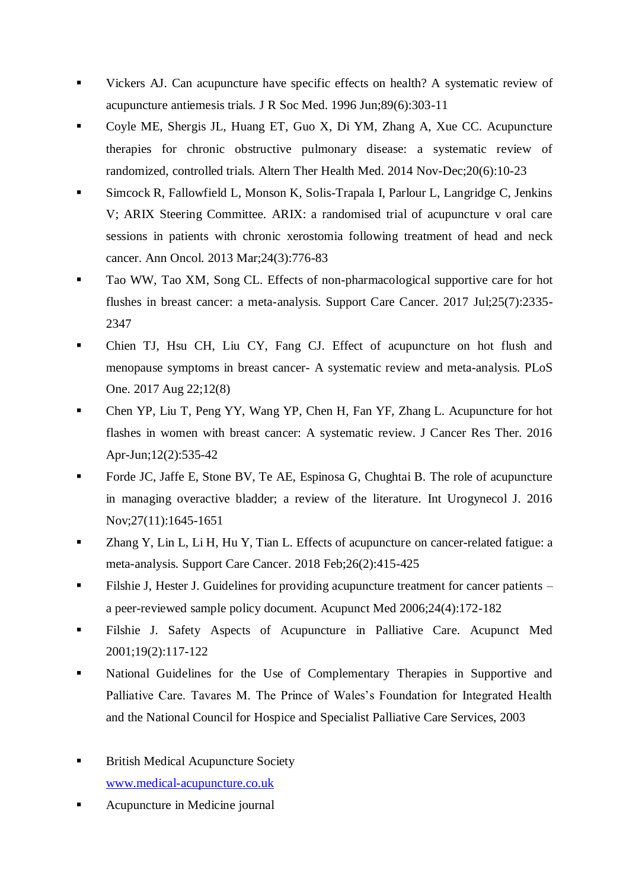- Vickers AJ. Can acupuncture have specific effects on health? A systematic review of acupuncture antiemesis trials. J R Soc Med. 1996 Jun;89(6):303-11
- Coyle ME, Shergis JL, Huang ET, Guo X, Di YM, Zhang A, Xue CC. Acupuncture therapies for chronic obstructive pulmonary disease: a systematic review of randomized, controlled trials. Altern Ther Health Med. 2014 Nov-Dec;20(6):10-23
- Simcock R, Fallowfield L, Monson K, Solis-Trapala I, Parlour L, Langridge C, Jenkins V; ARIX Steering Committee. ARIX: a randomised trial of acupuncture v oral care sessions in patients with chronic xerostomia following treatment of head and neck cancer. Ann Oncol. 2013 Mar;24(3):776-83
- Tao WW, Tao XM, Song CL. Effects of non-pharmacological supportive care for hot flushes in breast cancer: a meta-analysis. Support Care Cancer. 2017 Jul;25(7):2335-2347
- Chien TJ, Hsu CH, Liu CY, Fang CJ. Effect of acupuncture on hot flush and menopause symptoms in breast cancer- A systematic review and meta-analysis. PLoS One. 2017 Aug 22;12(8)
- Chen YP, Liu T, Peng YY, Wang YP, Chen H, Fan YF, Zhang L. Acupuncture for hot flashes in women with breast cancer: A systematic review. J Cancer Res Ther. 2016 Apr-Jun;12(2):535-42
- Forde JC, Jaffe E, Stone BV, Te AE, Espinosa G, Chughtai B. The role of acupuncture in managing overactive bladder; a review of the literature. Int Urogynecol J. 2016 Nov;27(11):1645-1651
- Zhang Y, Lin L, Li H, Hu Y, Tian L. Effects of acupuncture on cancer-related fatigue: a meta-analysis. Support Care Cancer. 2018 Feb;26(2):415-425
- Filshie J, Hester J. Guidelines for providing acupuncture treatment for cancer patients – a peer-reviewed sample policy document. Acupunct Med 2006;24(4):172-182
- Filshie J. Safety Aspects of Acupuncture in Palliative Care. Acupunct Med 2001;19(2):117-122
- National Guidelines for the Use of Complementary Therapies in Supportive and Palliative Care. Tavares M. The Prince of Wales's Foundation for Integrated Health and the National Council for Hospice and Specialist Palliative Care Services, 2003

- British Medical Acupuncture Society
  www.medical-acupuncture.co.uk
- Acupuncture in Medicine journal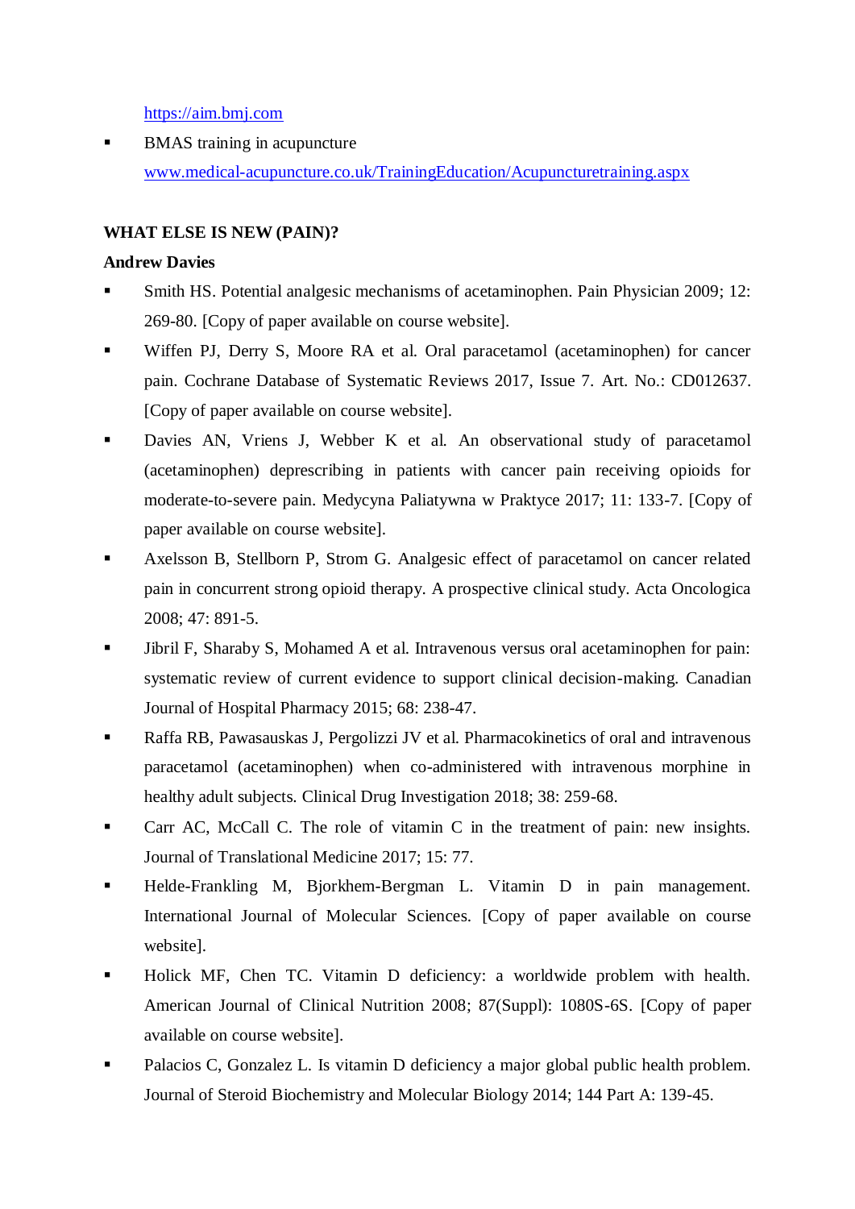https://aim.bmj.com

- BMAS training in acupuncture www.medical-acupuncture.co.uk/TrainingEducation/Acupuncturetraining.aspx

**WHAT ELSE IS NEW (PAIN)?**

**Andrew Davies**

- Smith HS. Potential analgesic mechanisms of acetaminophen. Pain Physician 2009; 12: 269-80. [Copy of paper available on course website].
- Wiffen PJ, Derry S, Moore RA et al. Oral paracetamol (acetaminophen) for cancer pain. Cochrane Database of Systematic Reviews 2017, Issue 7. Art. No.: CD012637. [Copy of paper available on course website].
- Davies AN, Vriens J, Webber K et al. An observational study of paracetamol (acetaminophen) deprescribing in patients with cancer pain receiving opioids for moderate-to-severe pain. Medycyna Paliatywna w Praktyce 2017; 11: 133-7. [Copy of paper available on course website].
- Axelsson B, Stellborn P, Strom G. Analgesic effect of paracetamol on cancer related pain in concurrent strong opioid therapy. A prospective clinical study. Acta Oncologica 2008; 47: 891-5.
- Jibril F, Sharaby S, Mohamed A et al. Intravenous versus oral acetaminophen for pain: systematic review of current evidence to support clinical decision-making. Canadian Journal of Hospital Pharmacy 2015; 68: 238-47.
- Raffa RB, Pawasauskas J, Pergolizzi JV et al. Pharmacokinetics of oral and intravenous paracetamol (acetaminophen) when co-administered with intravenous morphine in healthy adult subjects. Clinical Drug Investigation 2018; 38: 259-68.
- Carr AC, McCall C. The role of vitamin C in the treatment of pain: new insights. Journal of Translational Medicine 2017; 15: 77.
- Helde-Frankling M, Bjorkhem-Bergman L. Vitamin D in pain management. International Journal of Molecular Sciences. [Copy of paper available on course website].
- Holick MF, Chen TC. Vitamin D deficiency: a worldwide problem with health. American Journal of Clinical Nutrition 2008; 87(Suppl): 1080S-6S. [Copy of paper available on course website].
- Palacios C, Gonzalez L. Is vitamin D deficiency a major global public health problem. Journal of Steroid Biochemistry and Molecular Biology 2014; 144 Part A: 139-45.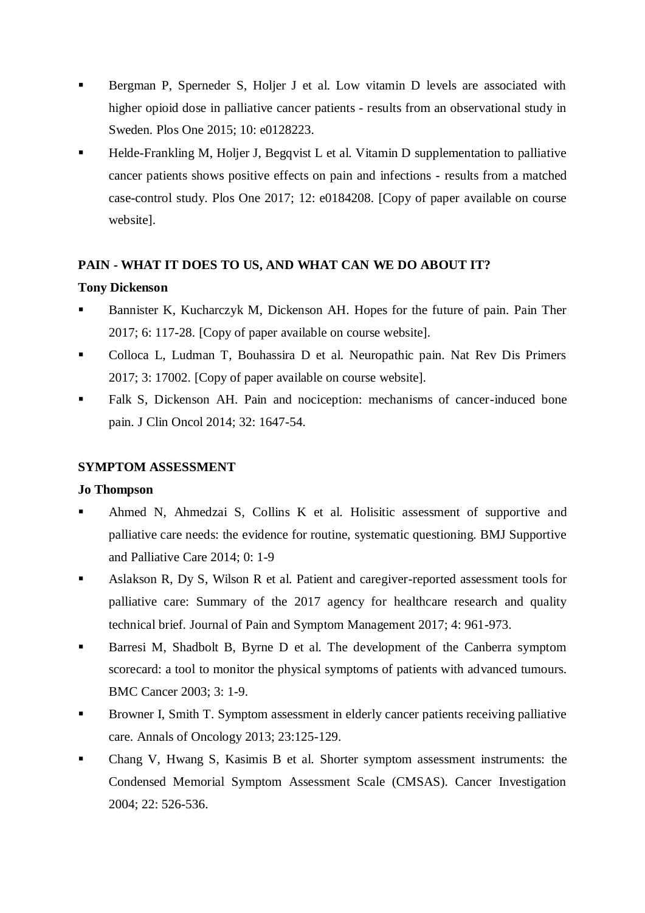- Bergman P, Sperneder S, Holjer J et al. Low vitamin D levels are associated with higher opioid dose in palliative cancer patients - results from an observational study in Sweden. Plos One 2015; 10: e0128223.
- Helde-Frankling M, Holjer J, Begqvist L et al. Vitamin D supplementation to palliative cancer patients shows positive effects on pain and infections - results from a matched case-control study. Plos One 2017; 12: e0184208. [Copy of paper available on course website].

**PAIN - WHAT IT DOES TO US, AND WHAT CAN WE DO ABOUT IT?**

**Tony Dickenson**

- Bannister K, Kucharczyk M, Dickenson AH. Hopes for the future of pain. Pain Ther 2017; 6: 117-28. [Copy of paper available on course website].
- Colloca L, Ludman T, Bouhassira D et al. Neuropathic pain. Nat Rev Dis Primers 2017; 3: 17002. [Copy of paper available on course website].
- Falk S, Dickenson AH. Pain and nociception: mechanisms of cancer-induced bone pain. J Clin Oncol 2014; 32: 1647-54.

**SYMPTOM ASSESSMENT**

**Jo Thompson**

- Ahmed N, Ahmedzai S, Collins K et al. Holisitic assessment of supportive and palliative care needs: the evidence for routine, systematic questioning. BMJ Supportive and Palliative Care 2014; 0: 1-9
- Aslakson R, Dy S, Wilson R et al. Patient and caregiver-reported assessment tools for palliative care: Summary of the 2017 agency for healthcare research and quality technical brief. Journal of Pain and Symptom Management 2017; 4: 961-973.
- Barresi M, Shadbolt B, Byrne D et al. The development of the Canberra symptom scorecard: a tool to monitor the physical symptoms of patients with advanced tumours. BMC Cancer 2003; 3: 1-9.
- Browner I, Smith T. Symptom assessment in elderly cancer patients receiving palliative care. Annals of Oncology 2013; 23:125-129.
- Chang V, Hwang S, Kasimis B et al. Shorter symptom assessment instruments: the Condensed Memorial Symptom Assessment Scale (CMSAS). Cancer Investigation 2004; 22: 526-536.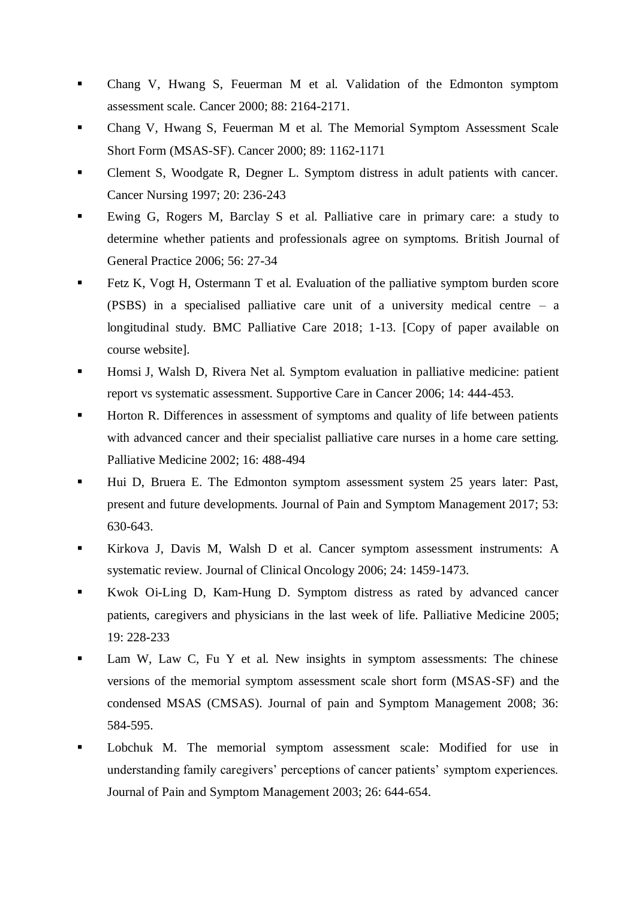- Chang V, Hwang S, Feuerman M et al. Validation of the Edmonton symptom assessment scale. Cancer 2000; 88: 2164-2171.
- Chang V, Hwang S, Feuerman M et al. The Memorial Symptom Assessment Scale Short Form (MSAS-SF). Cancer 2000; 89: 1162-1171
- Clement S, Woodgate R, Degner L. Symptom distress in adult patients with cancer. Cancer Nursing 1997; 20: 236-243
- Ewing G, Rogers M, Barclay S et al. Palliative care in primary care: a study to determine whether patients and professionals agree on symptoms. British Journal of General Practice 2006; 56: 27-34
- Fetz K, Vogt H, Ostermann T et al. Evaluation of the palliative symptom burden score (PSBS) in a specialised palliative care unit of a university medical centre – a longitudinal study. BMC Palliative Care 2018; 1-13. [Copy of paper available on course website].
- Homsi J, Walsh D, Rivera Net al. Symptom evaluation in palliative medicine: patient report vs systematic assessment. Supportive Care in Cancer 2006; 14: 444-453.
- Horton R. Differences in assessment of symptoms and quality of life between patients with advanced cancer and their specialist palliative care nurses in a home care setting. Palliative Medicine 2002; 16: 488-494
- Hui D, Bruera E. The Edmonton symptom assessment system 25 years later: Past, present and future developments. Journal of Pain and Symptom Management 2017; 53: 630-643.
- Kirkova J, Davis M, Walsh D et al. Cancer symptom assessment instruments: A systematic review. Journal of Clinical Oncology 2006; 24: 1459-1473.
- Kwok Oi-Ling D, Kam-Hung D. Symptom distress as rated by advanced cancer patients, caregivers and physicians in the last week of life. Palliative Medicine 2005; 19: 228-233
- Lam W, Law C, Fu Y et al. New insights in symptom assessments: The chinese versions of the memorial symptom assessment scale short form (MSAS-SF) and the condensed MSAS (CMSAS). Journal of pain and Symptom Management 2008; 36: 584-595.
- Lobchuk M. The memorial symptom assessment scale: Modified for use in understanding family caregivers' perceptions of cancer patients' symptom experiences. Journal of Pain and Symptom Management 2003; 26: 644-654.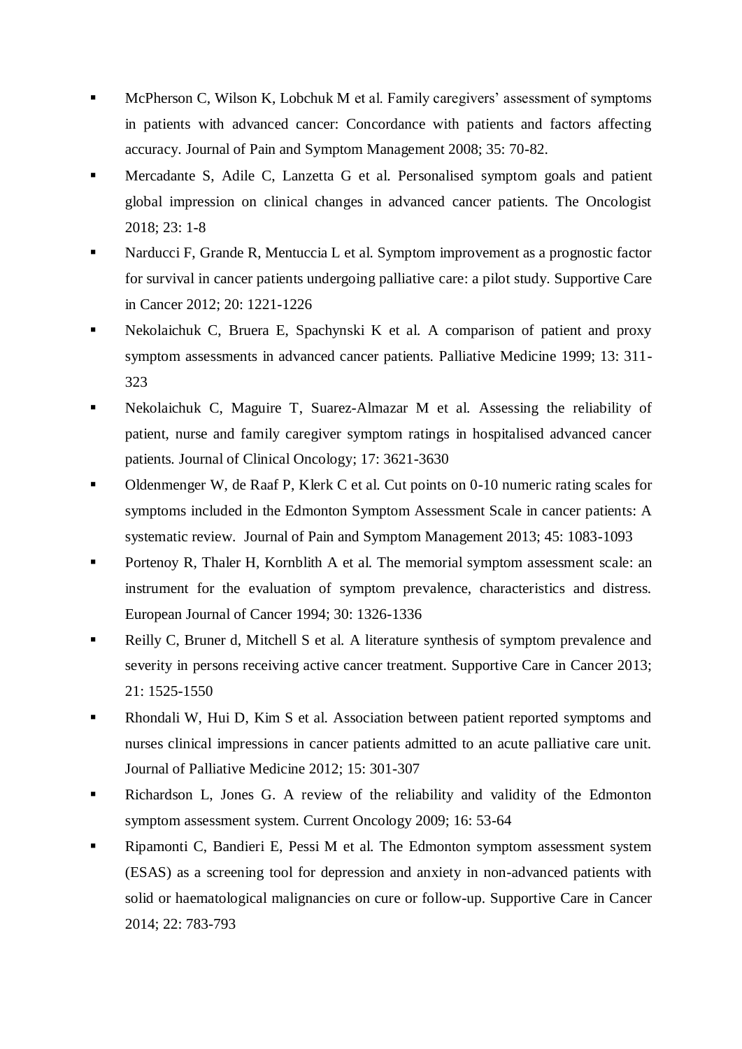- McPherson C, Wilson K, Lobchuk M et al. Family caregivers' assessment of symptoms in patients with advanced cancer: Concordance with patients and factors affecting accuracy. Journal of Pain and Symptom Management 2008; 35: 70-82.
- Mercadante S, Adile C, Lanzetta G et al. Personalised symptom goals and patient global impression on clinical changes in advanced cancer patients. The Oncologist 2018; 23: 1-8
- Narducci F, Grande R, Mentuccia L et al. Symptom improvement as a prognostic factor for survival in cancer patients undergoing palliative care: a pilot study. Supportive Care in Cancer 2012; 20: 1221-1226
- Nekolaichuk C, Bruera E, Spachynski K et al. A comparison of patient and proxy symptom assessments in advanced cancer patients. Palliative Medicine 1999; 13: 311-323
- Nekolaichuk C, Maguire T, Suarez-Almazar M et al. Assessing the reliability of patient, nurse and family caregiver symptom ratings in hospitalised advanced cancer patients. Journal of Clinical Oncology; 17: 3621-3630
- Oldenmenger W, de Raaf P, Klerk C et al. Cut points on 0-10 numeric rating scales for symptoms included in the Edmonton Symptom Assessment Scale in cancer patients: A systematic review. Journal of Pain and Symptom Management 2013; 45: 1083-1093
- Portenoy R, Thaler H, Kornblith A et al. The memorial symptom assessment scale: an instrument for the evaluation of symptom prevalence, characteristics and distress. European Journal of Cancer 1994; 30: 1326-1336
- Reilly C, Bruner d, Mitchell S et al. A literature synthesis of symptom prevalence and severity in persons receiving active cancer treatment. Supportive Care in Cancer 2013; 21: 1525-1550
- Rhondali W, Hui D, Kim S et al. Association between patient reported symptoms and nurses clinical impressions in cancer patients admitted to an acute palliative care unit. Journal of Palliative Medicine 2012; 15: 301-307
- Richardson L, Jones G. A review of the reliability and validity of the Edmonton symptom assessment system. Current Oncology 2009; 16: 53-64
- Ripamonti C, Bandieri E, Pessi M et al. The Edmonton symptom assessment system (ESAS) as a screening tool for depression and anxiety in non-advanced patients with solid or haematological malignancies on cure or follow-up. Supportive Care in Cancer 2014; 22: 783-793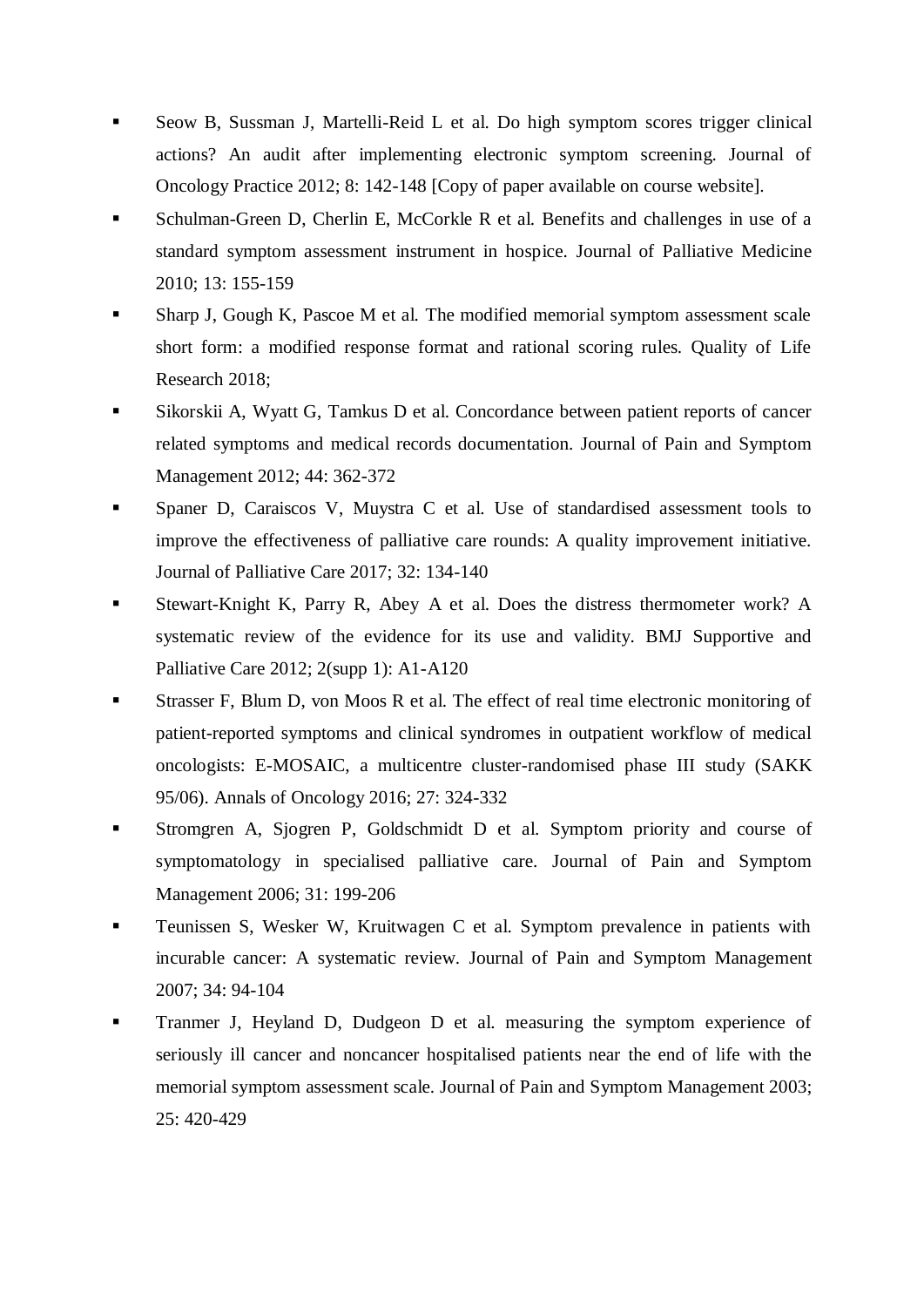- Seow B, Sussman J, Martelli-Reid L et al. Do high symptom scores trigger clinical actions? An audit after implementing electronic symptom screening. Journal of Oncology Practice 2012; 8: 142-148 [Copy of paper available on course website].
- Schulman-Green D, Cherlin E, McCorkle R et al. Benefits and challenges in use of a standard symptom assessment instrument in hospice. Journal of Palliative Medicine 2010; 13: 155-159
- Sharp J, Gough K, Pascoe M et al. The modified memorial symptom assessment scale short form: a modified response format and rational scoring rules. Quality of Life Research 2018;
- Sikorskii A, Wyatt G, Tamkus D et al. Concordance between patient reports of cancer related symptoms and medical records documentation. Journal of Pain and Symptom Management 2012; 44: 362-372
- Spaner D, Caraiscos V, Muystra C et al. Use of standardised assessment tools to improve the effectiveness of palliative care rounds: A quality improvement initiative. Journal of Palliative Care 2017; 32: 134-140
- Stewart-Knight K, Parry R, Abey A et al. Does the distress thermometer work? A systematic review of the evidence for its use and validity. BMJ Supportive and Palliative Care 2012; 2(supp 1): A1-A120
- Strasser F, Blum D, von Moos R et al. The effect of real time electronic monitoring of patient-reported symptoms and clinical syndromes in outpatient workflow of medical oncologists: E-MOSAIC, a multicentre cluster-randomised phase III study (SAKK 95/06). Annals of Oncology 2016; 27: 324-332
- Stromgren A, Sjogren P, Goldschmidt D et al. Symptom priority and course of symptomatology in specialised palliative care. Journal of Pain and Symptom Management 2006; 31: 199-206
- Teunissen S, Wesker W, Kruitwagen C et al. Symptom prevalence in patients with incurable cancer: A systematic review. Journal of Pain and Symptom Management 2007; 34: 94-104
- Tranmer J, Heyland D, Dudgeon D et al. measuring the symptom experience of seriously ill cancer and noncancer hospitalised patients near the end of life with the memorial symptom assessment scale. Journal of Pain and Symptom Management 2003; 25: 420-429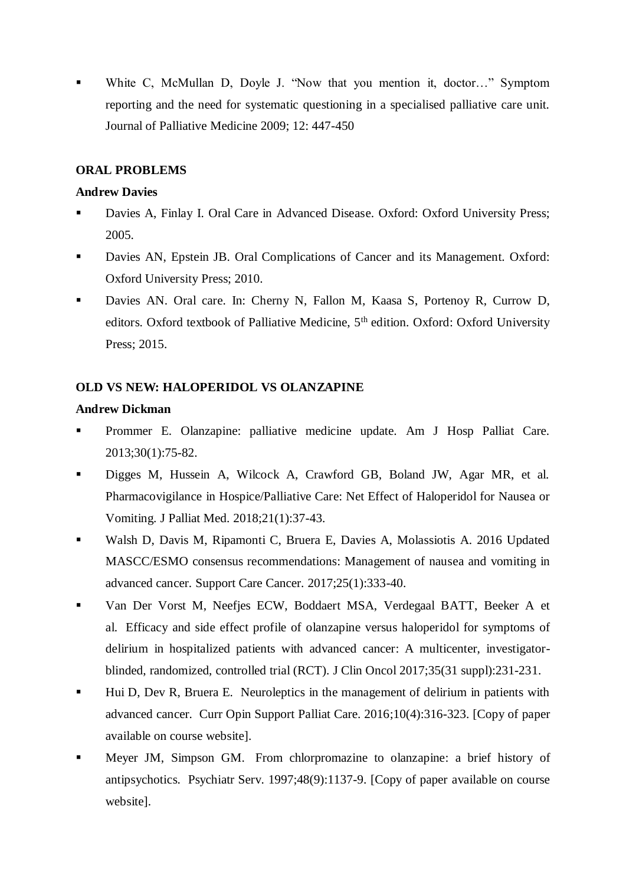- White C, McMullan D, Doyle J. "Now that you mention it, doctor…" Symptom reporting and the need for systematic questioning in a specialised palliative care unit. Journal of Palliative Medicine 2009; 12: 447-450

**ORAL PROBLEMS**

**Andrew Davies**

- Davies A, Finlay I. Oral Care in Advanced Disease. Oxford: Oxford University Press; 2005.
- Davies AN, Epstein JB. Oral Complications of Cancer and its Management. Oxford: Oxford University Press; 2010.
- Davies AN. Oral care. In: Cherny N, Fallon M, Kaasa S, Portenoy R, Currow D, editors. Oxford textbook of Palliative Medicine, 5th edition. Oxford: Oxford University Press; 2015.

**OLD VS NEW: HALOPERIDOL VS OLANZAPINE**

**Andrew Dickman**

- Prommer E. Olanzapine: palliative medicine update. Am J Hosp Palliat Care. 2013;30(1):75-82.
- Digges M, Hussein A, Wilcock A, Crawford GB, Boland JW, Agar MR, et al. Pharmacovigilance in Hospice/Palliative Care: Net Effect of Haloperidol for Nausea or Vomiting. J Palliat Med. 2018;21(1):37-43.
- Walsh D, Davis M, Ripamonti C, Bruera E, Davies A, Molassiotis A. 2016 Updated MASCC/ESMO consensus recommendations: Management of nausea and vomiting in advanced cancer. Support Care Cancer. 2017;25(1):333-40.
- Van Der Vorst M, Neefjes ECW, Boddaert MSA, Verdegaal BATT, Beeker A et al. Efficacy and side effect profile of olanzapine versus haloperidol for symptoms of delirium in hospitalized patients with advanced cancer: A multicenter, investigator-blinded, randomized, controlled trial (RCT). J Clin Oncol 2017;35(31 suppl):231-231.
- Hui D, Dev R, Bruera E. Neuroleptics in the management of delirium in patients with advanced cancer. Curr Opin Support Palliat Care. 2016;10(4):316-323. [Copy of paper available on course website].
- Meyer JM, Simpson GM. From chlorpromazine to olanzapine: a brief history of antipsychotics. Psychiatr Serv. 1997;48(9):1137-9. [Copy of paper available on course website].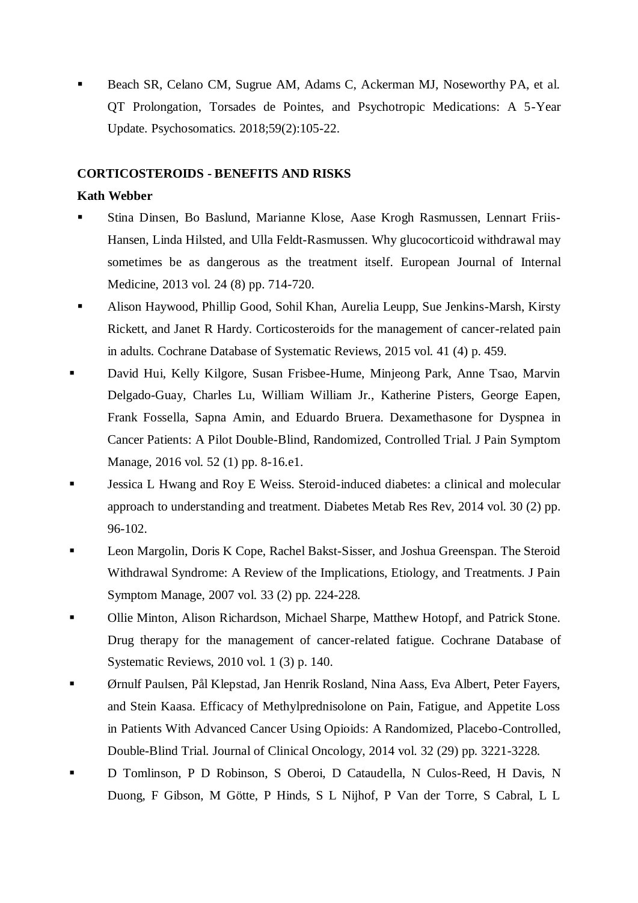- Beach SR, Celano CM, Sugrue AM, Adams C, Ackerman MJ, Noseworthy PA, et al. QT Prolongation, Torsades de Pointes, and Psychotropic Medications: A 5-Year Update. Psychosomatics. 2018;59(2):105-22.

**CORTICOSTEROIDS - BENEFITS AND RISKS**

**Kath Webber**

- Stina Dinsen, Bo Baslund, Marianne Klose, Aase Krogh Rasmussen, Lennart Friis-Hansen, Linda Hilsted, and Ulla Feldt-Rasmussen. Why glucocorticoid withdrawal may sometimes be as dangerous as the treatment itself. European Journal of Internal Medicine, 2013 vol. 24 (8) pp. 714-720.
- Alison Haywood, Phillip Good, Sohil Khan, Aurelia Leupp, Sue Jenkins-Marsh, Kirsty Rickett, and Janet R Hardy. Corticosteroids for the management of cancer-related pain in adults. Cochrane Database of Systematic Reviews, 2015 vol. 41 (4) p. 459.
- David Hui, Kelly Kilgore, Susan Frisbee-Hume, Minjeong Park, Anne Tsao, Marvin Delgado-Guay, Charles Lu, William William Jr., Katherine Pisters, George Eapen, Frank Fossella, Sapna Amin, and Eduardo Bruera. Dexamethasone for Dyspnea in Cancer Patients: A Pilot Double-Blind, Randomized, Controlled Trial. J Pain Symptom Manage, 2016 vol. 52 (1) pp. 8-16.e1.
- Jessica L Hwang and Roy E Weiss. Steroid-induced diabetes: a clinical and molecular approach to understanding and treatment. Diabetes Metab Res Rev, 2014 vol. 30 (2) pp. 96-102.
- Leon Margolin, Doris K Cope, Rachel Bakst-Sisser, and Joshua Greenspan. The Steroid Withdrawal Syndrome: A Review of the Implications, Etiology, and Treatments. J Pain Symptom Manage, 2007 vol. 33 (2) pp. 224-228.
- Ollie Minton, Alison Richardson, Michael Sharpe, Matthew Hotopf, and Patrick Stone. Drug therapy for the management of cancer-related fatigue. Cochrane Database of Systematic Reviews, 2010 vol. 1 (3) p. 140.
- Ørnulf Paulsen, Pål Klepstad, Jan Henrik Rosland, Nina Aass, Eva Albert, Peter Fayers, and Stein Kaasa. Efficacy of Methylprednisolone on Pain, Fatigue, and Appetite Loss in Patients With Advanced Cancer Using Opioids: A Randomized, Placebo-Controlled, Double-Blind Trial. Journal of Clinical Oncology, 2014 vol. 32 (29) pp. 3221-3228.
- D Tomlinson, P D Robinson, S Oberoi, D Cataudella, N Culos-Reed, H Davis, N Duong, F Gibson, M Götte, P Hinds, S L Nijhof, P Van der Torre, S Cabral, L L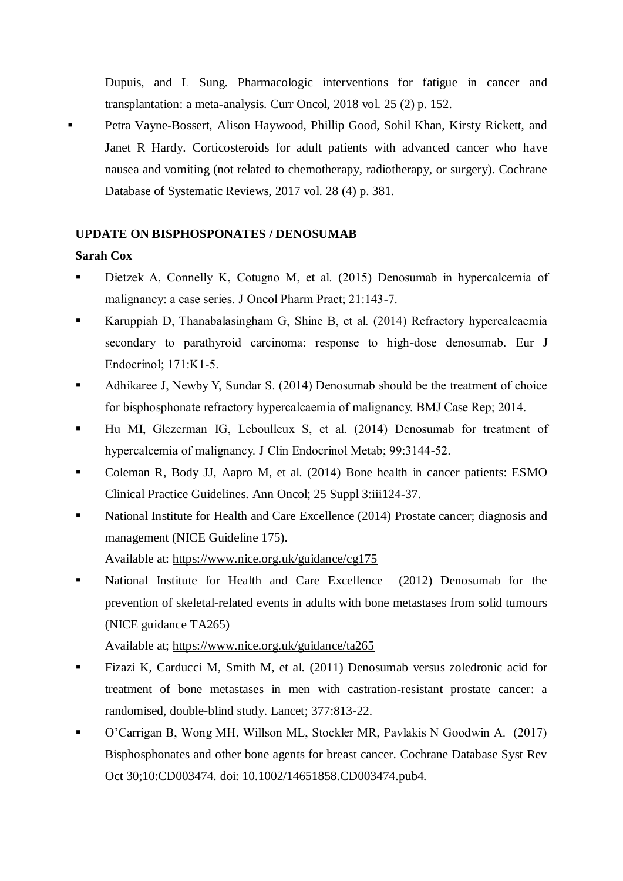Dupuis, and L Sung. Pharmacologic interventions for fatigue in cancer and transplantation: a meta-analysis. Curr Oncol, 2018 vol. 25 (2) p. 152.

- Petra Vayne-Bossert, Alison Haywood, Phillip Good, Sohil Khan, Kirsty Rickett, and Janet R Hardy. Corticosteroids for adult patients with advanced cancer who have nausea and vomiting (not related to chemotherapy, radiotherapy, or surgery). Cochrane Database of Systematic Reviews, 2017 vol. 28 (4) p. 381.

**UPDATE ON BISPHOSPONATES / DENOSUMAB**

**Sarah Cox**

- Dietzek A, Connelly K, Cotugno M, et al. (2015) Denosumab in hypercalcemia of malignancy: a case series. J Oncol Pharm Pract; 21:143-7.
- Karuppiah D, Thanabalasingham G, Shine B, et al. (2014) Refractory hypercalcaemia secondary to parathyroid carcinoma: response to high-dose denosumab. Eur J Endocrinol; 171:K1-5.
- Adhikaree J, Newby Y, Sundar S. (2014) Denosumab should be the treatment of choice for bisphosphonate refractory hypercalcaemia of malignancy. BMJ Case Rep; 2014.
- Hu MI, Glezerman IG, Leboulleux S, et al. (2014) Denosumab for treatment of hypercalcemia of malignancy. J Clin Endocrinol Metab; 99:3144-52.
- Coleman R, Body JJ, Aapro M, et al. (2014) Bone health in cancer patients: ESMO Clinical Practice Guidelines. Ann Oncol; 25 Suppl 3:iii124-37.
- National Institute for Health and Care Excellence (2014) Prostate cancer; diagnosis and management (NICE Guideline 175).
  Available at: https://www.nice.org.uk/guidance/cg175
- National Institute for Health and Care Excellence (2012) Denosumab for the prevention of skeletal-related events in adults with bone metastases from solid tumours (NICE guidance TA265)
  Available at; https://www.nice.org.uk/guidance/ta265
- Fizazi K, Carducci M, Smith M, et al. (2011) Denosumab versus zoledronic acid for treatment of bone metastases in men with castration-resistant prostate cancer: a randomised, double-blind study. Lancet; 377:813-22.
- O'Carrigan B, Wong MH, Willson ML, Stockler MR, Pavlakis N Goodwin A. (2017) Bisphosphonates and other bone agents for breast cancer. Cochrane Database Syst Rev Oct 30;10:CD003474. doi: 10.1002/14651858.CD003474.pub4.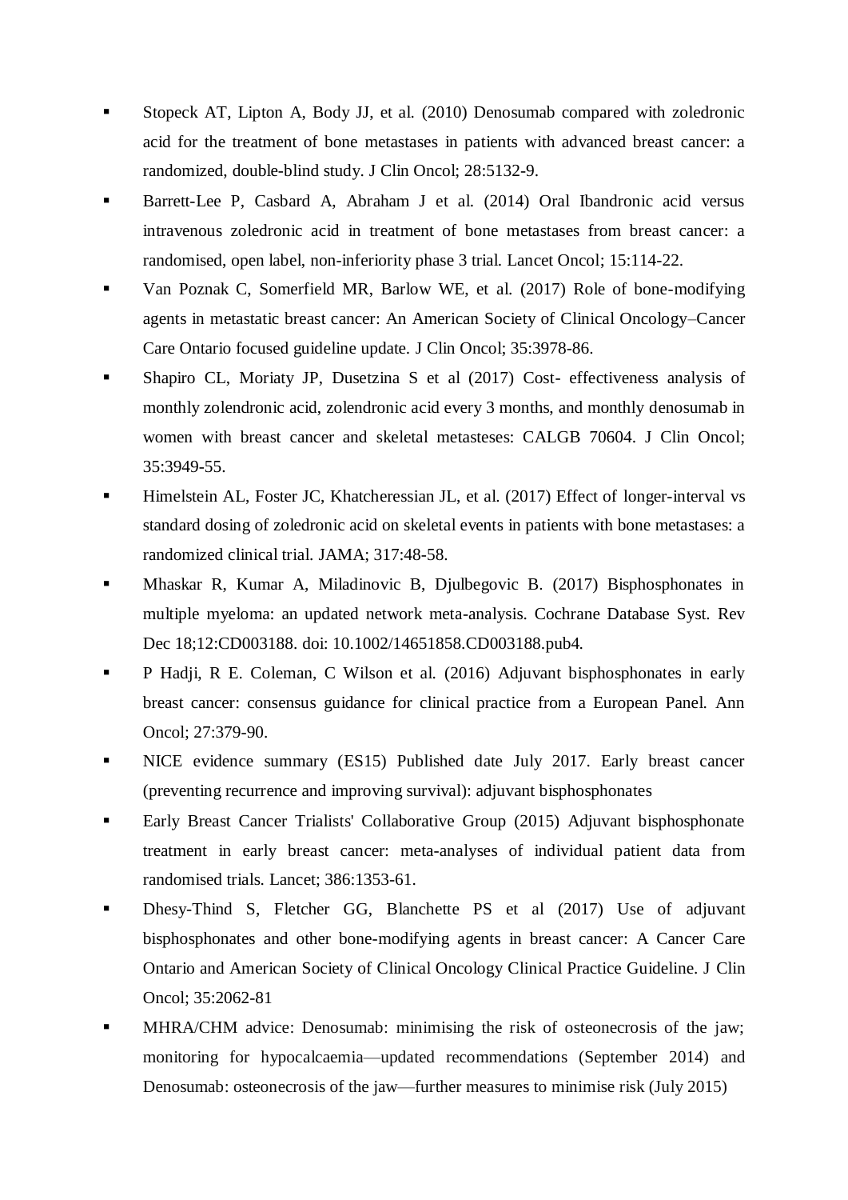- Stopeck AT, Lipton A, Body JJ, et al. (2010) Denosumab compared with zoledronic acid for the treatment of bone metastases in patients with advanced breast cancer: a randomized, double-blind study. J Clin Oncol; 28:5132-9.
- Barrett-Lee P, Casbard A, Abraham J et al. (2014) Oral Ibandronic acid versus intravenous zoledronic acid in treatment of bone metastases from breast cancer: a randomised, open label, non-inferiority phase 3 trial. Lancet Oncol; 15:114-22.
- Van Poznak C, Somerfield MR, Barlow WE, et al. (2017) Role of bone-modifying agents in metastatic breast cancer: An American Society of Clinical Oncology–Cancer Care Ontario focused guideline update. J Clin Oncol; 35:3978-86.
- Shapiro CL, Moriaty JP, Dusetzina S et al (2017) Cost- effectiveness analysis of monthly zolendronic acid, zolendronic acid every 3 months, and monthly denosumab in women with breast cancer and skeletal metasteses: CALGB 70604. J Clin Oncol; 35:3949-55.
- Himelstein AL, Foster JC, Khatcheressian JL, et al. (2017) Effect of longer-interval vs standard dosing of zoledronic acid on skeletal events in patients with bone metastases: a randomized clinical trial. JAMA; 317:48-58.
- Mhaskar R, Kumar A, Miladinovic B, Djulbegovic B. (2017) Bisphosphonates in multiple myeloma: an updated network meta-analysis. Cochrane Database Syst. Rev Dec 18;12:CD003188. doi: 10.1002/14651858.CD003188.pub4.
- P Hadji, R E. Coleman, C Wilson et al. (2016) Adjuvant bisphosphonates in early breast cancer: consensus guidance for clinical practice from a European Panel. Ann Oncol; 27:379-90.
- NICE evidence summary (ES15) Published date July 2017. Early breast cancer (preventing recurrence and improving survival): adjuvant bisphosphonates
- Early Breast Cancer Trialists' Collaborative Group (2015) Adjuvant bisphosphonate treatment in early breast cancer: meta-analyses of individual patient data from randomised trials. Lancet; 386:1353-61.
- Dhesy-Thind S, Fletcher GG, Blanchette PS et al (2017) Use of adjuvant bisphosphonates and other bone-modifying agents in breast cancer: A Cancer Care Ontario and American Society of Clinical Oncology Clinical Practice Guideline. J Clin Oncol; 35:2062-81
- MHRA/CHM advice: Denosumab: minimising the risk of osteonecrosis of the jaw; monitoring for hypocalcaemia—updated recommendations (September 2014) and Denosumab: osteonecrosis of the jaw—further measures to minimise risk (July 2015)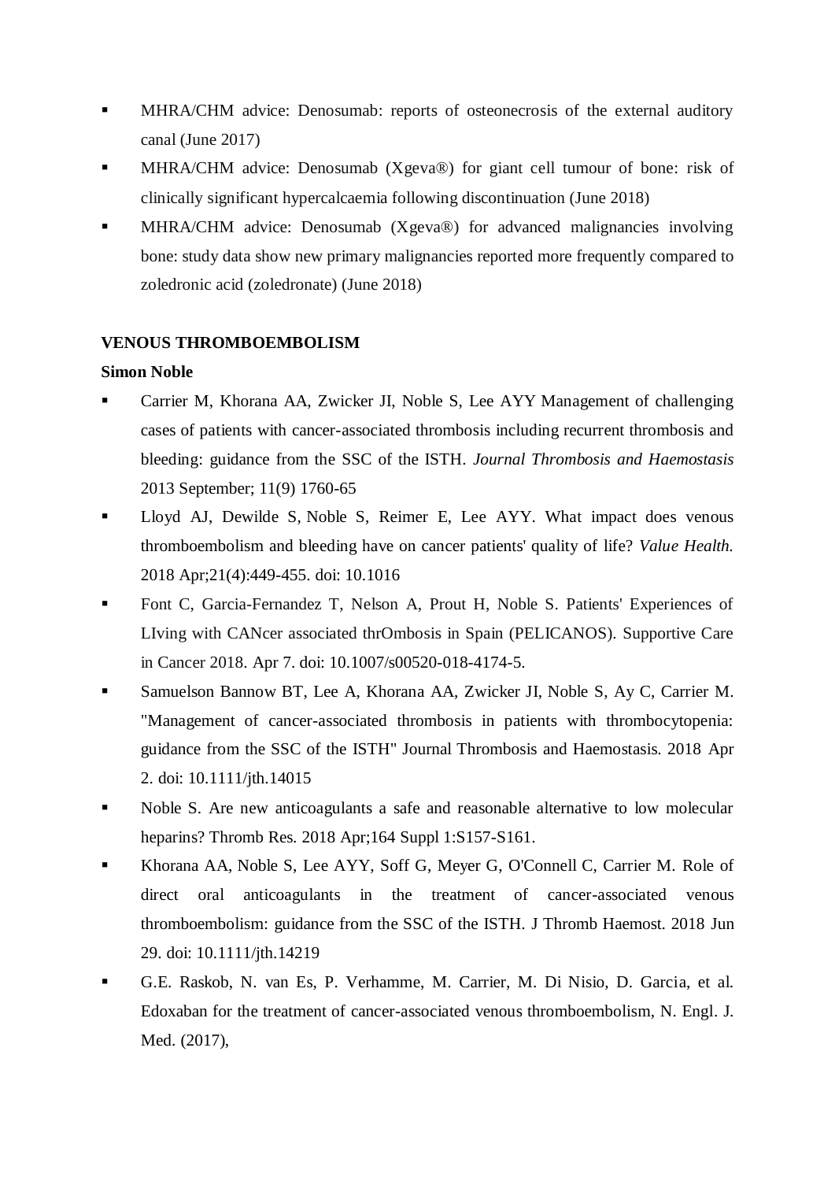- MHRA/CHM advice: Denosumab: reports of osteonecrosis of the external auditory canal (June 2017)
- MHRA/CHM advice: Denosumab (Xgeva®) for giant cell tumour of bone: risk of clinically significant hypercalcaemia following discontinuation (June 2018)
- MHRA/CHM advice: Denosumab (Xgeva®) for advanced malignancies involving bone: study data show new primary malignancies reported more frequently compared to zoledronic acid (zoledronate) (June 2018)

**VENOUS THROMBOEMBOLISM**

**Simon Noble**

- Carrier M, Khorana AA, Zwicker JI, Noble S, Lee AYY Management of challenging cases of patients with cancer-associated thrombosis including recurrent thrombosis and bleeding: guidance from the SSC of the ISTH. *Journal Thrombosis and Haemostasis* 2013 September; 11(9) 1760-65
- Lloyd AJ, Dewilde S, Noble S, Reimer E, Lee AYY. What impact does venous thromboembolism and bleeding have on cancer patients' quality of life? *Value Health.* 2018 Apr;21(4):449-455. doi: 10.1016
- Font C, Garcia-Fernandez T, Nelson A, Prout H, Noble S. Patients' Experiences of LIving with CANcer associated thrOmbosis in Spain (PELICANOS). Supportive Care in Cancer 2018. Apr 7. doi: 10.1007/s00520-018-4174-5.
- Samuelson Bannow BT, Lee A, Khorana AA, Zwicker JI, Noble S, Ay C, Carrier M. "Management of cancer-associated thrombosis in patients with thrombocytopenia: guidance from the SSC of the ISTH" Journal Thrombosis and Haemostasis. 2018 Apr 2. doi: 10.1111/jth.14015
- Noble S. Are new anticoagulants a safe and reasonable alternative to low molecular heparins? Thromb Res. 2018 Apr;164 Suppl 1:S157-S161.
- Khorana AA, Noble S, Lee AYY, Soff G, Meyer G, O'Connell C, Carrier M. Role of direct oral anticoagulants in the treatment of cancer-associated venous thromboembolism: guidance from the SSC of the ISTH. J Thromb Haemost. 2018 Jun 29. doi: 10.1111/jth.14219
- G.E. Raskob, N. van Es, P. Verhamme, M. Carrier, M. Di Nisio, D. Garcia, et al. Edoxaban for the treatment of cancer-associated venous thromboembolism, N. Engl. J. Med. (2017),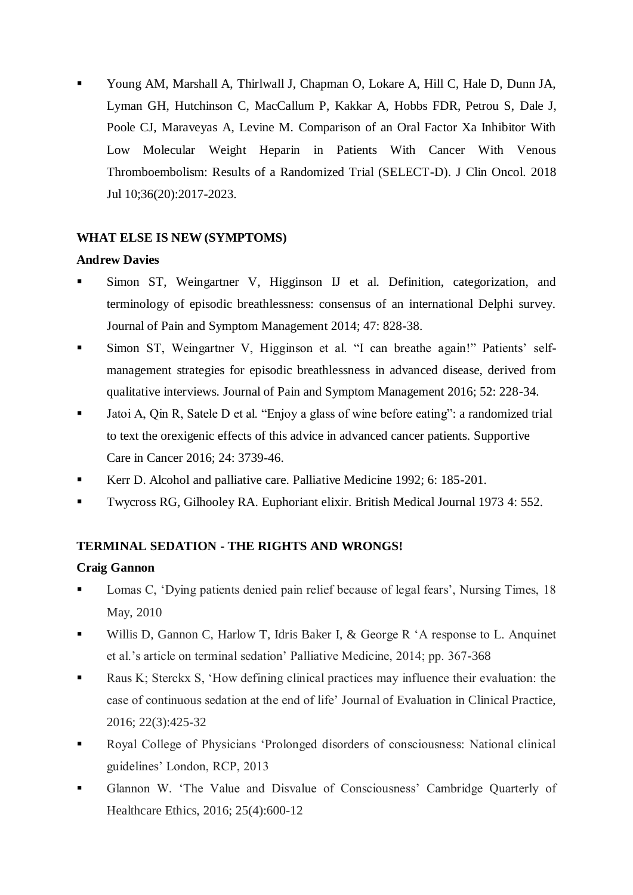- Young AM, Marshall A, Thirlwall J, Chapman O, Lokare A, Hill C, Hale D, Dunn JA, Lyman GH, Hutchinson C, MacCallum P, Kakkar A, Hobbs FDR, Petrou S, Dale J, Poole CJ, Maraveyas A, Levine M. Comparison of an Oral Factor Xa Inhibitor With Low Molecular Weight Heparin in Patients With Cancer With Venous Thromboembolism: Results of a Randomized Trial (SELECT-D). J Clin Oncol. 2018 Jul 10;36(20):2017-2023.

**WHAT ELSE IS NEW (SYMPTOMS)**

**Andrew Davies**

- Simon ST, Weingartner V, Higginson IJ et al. Definition, categorization, and terminology of episodic breathlessness: consensus of an international Delphi survey. Journal of Pain and Symptom Management 2014; 47: 828-38.
- Simon ST, Weingartner V, Higginson et al. "I can breathe again!" Patients' self-management strategies for episodic breathlessness in advanced disease, derived from qualitative interviews. Journal of Pain and Symptom Management 2016; 52: 228-34.
- Jatoi A, Qin R, Satele D et al. "Enjoy a glass of wine before eating": a randomized trial to text the orexigenic effects of this advice in advanced cancer patients. Supportive Care in Cancer 2016; 24: 3739-46.
- Kerr D. Alcohol and palliative care. Palliative Medicine 1992; 6: 185-201.
- Twycross RG, Gilhooley RA. Euphoriant elixir. British Medical Journal 1973 4: 552.

**TERMINAL SEDATION - THE RIGHTS AND WRONGS!**

**Craig Gannon**

- Lomas C, 'Dying patients denied pain relief because of legal fears', Nursing Times, 18 May, 2010
- Willis D, Gannon C, Harlow T, Idris Baker I, & George R 'A response to L. Anquinet et al.'s article on terminal sedation' Palliative Medicine, 2014; pp. 367-368
- Raus K; Sterckx S, 'How defining clinical practices may influence their evaluation: the case of continuous sedation at the end of life' Journal of Evaluation in Clinical Practice, 2016; 22(3):425-32
- Royal College of Physicians 'Prolonged disorders of consciousness: National clinical guidelines' London, RCP, 2013
- Glannon W. 'The Value and Disvalue of Consciousness' Cambridge Quarterly of Healthcare Ethics, 2016; 25(4):600-12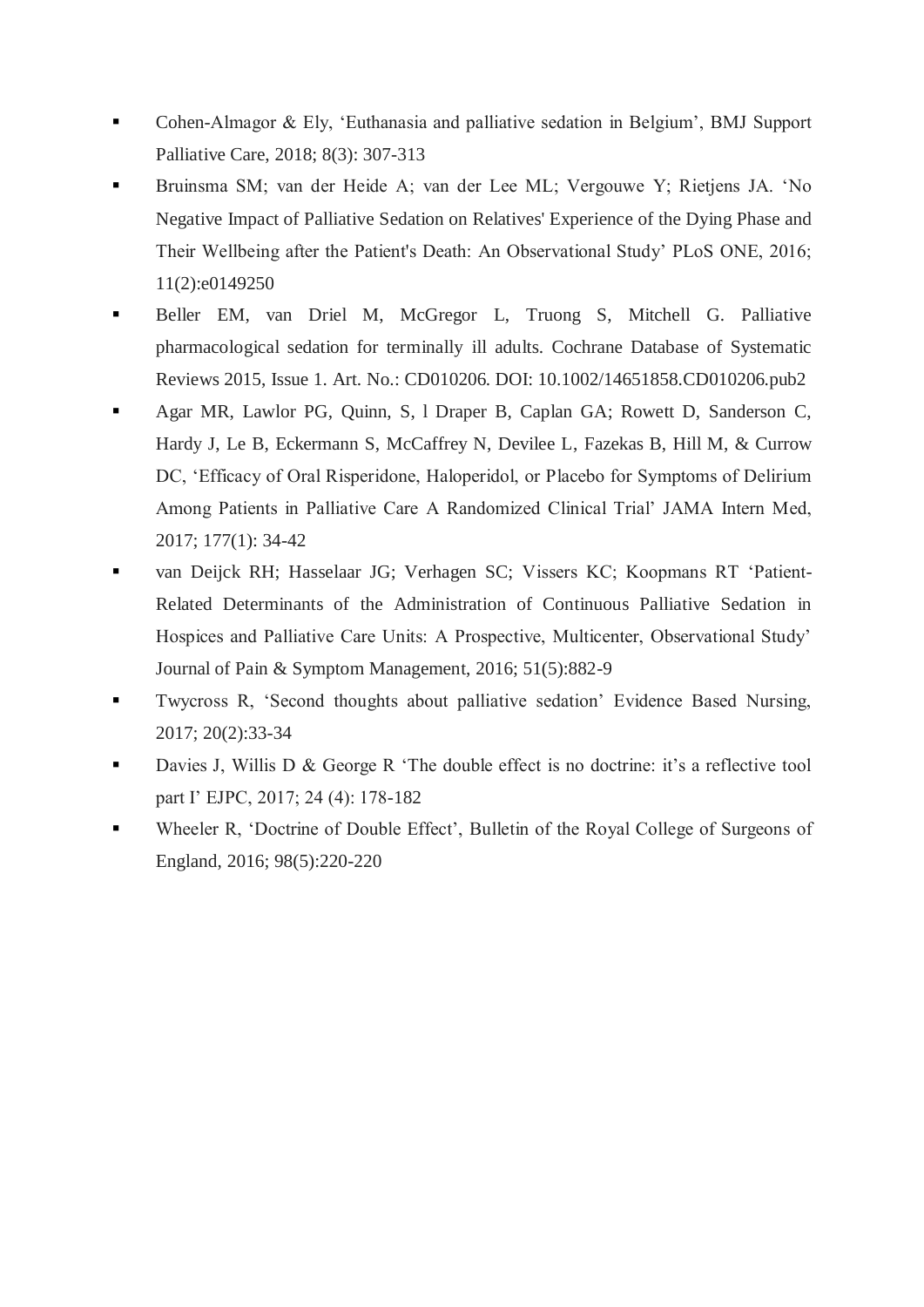- Cohen-Almagor & Ely, ‘Euthanasia and palliative sedation in Belgium’, BMJ Support Palliative Care, 2018; 8(3): 307-313
- Bruinsma SM; van der Heide A; van der Lee ML; Vergouwe Y; Rietjens JA. ‘No Negative Impact of Palliative Sedation on Relatives' Experience of the Dying Phase and Their Wellbeing after the Patient's Death: An Observational Study’ PLoS ONE, 2016; 11(2):e0149250
- Beller EM, van Driel M, McGregor L, Truong S, Mitchell G. Palliative pharmacological sedation for terminally ill adults. Cochrane Database of Systematic Reviews 2015, Issue 1. Art. No.: CD010206. DOI: 10.1002/14651858.CD010206.pub2
- Agar MR, Lawlor PG, Quinn, S, l Draper B, Caplan GA; Rowett D, Sanderson C, Hardy J, Le B, Eckermann S, McCaffrey N, Devilee L, Fazekas B, Hill M, & Currow DC, ‘Efficacy of Oral Risperidone, Haloperidol, or Placebo for Symptoms of Delirium Among Patients in Palliative Care A Randomized Clinical Trial’ JAMA Intern Med, 2017; 177(1): 34-42
- van Deijck RH; Hasselaar JG; Verhagen SC; Vissers KC; Koopmans RT ‘Patient-Related Determinants of the Administration of Continuous Palliative Sedation in Hospices and Palliative Care Units: A Prospective, Multicenter, Observational Study’ Journal of Pain & Symptom Management, 2016; 51(5):882-9
- Twycross R, ‘Second thoughts about palliative sedation’ Evidence Based Nursing, 2017; 20(2):33-34
- Davies J, Willis D & George R ‘The double effect is no doctrine: it’s a reflective tool part I’ EJPC, 2017; 24 (4): 178-182
- Wheeler R, ‘Doctrine of Double Effect’, Bulletin of the Royal College of Surgeons of England, 2016; 98(5):220-220